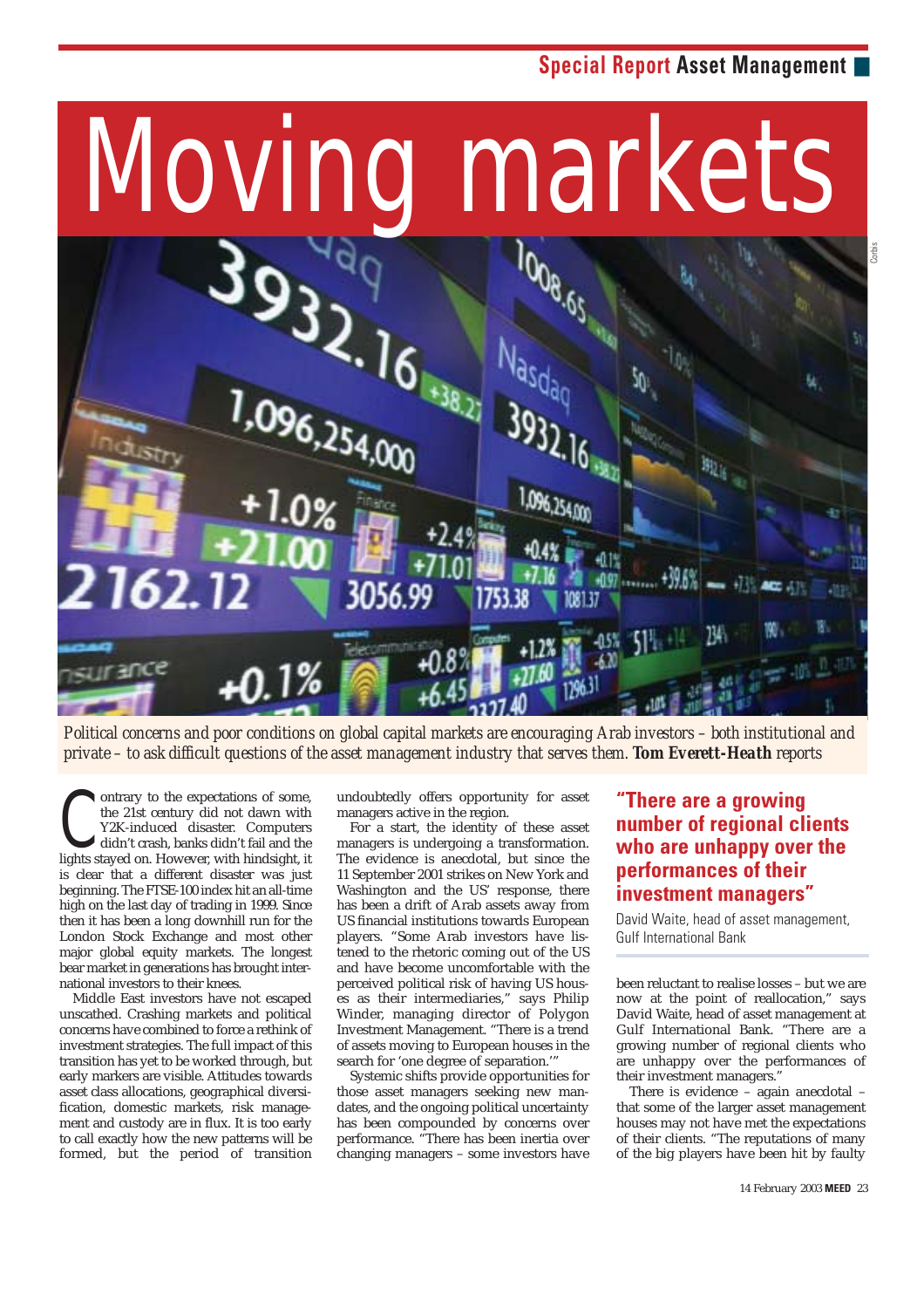# Moving markets

*Political concerns and poor conditions on global capital markets are encouraging Arab investors – both institutional and private – to ask difficult questions of the asset management industry that serves them.* ***Tom Everett-Heath*** *reports*

Contrary to the expectations of some, the 21st century did not dawn with Y2K-induced disaster. Computers didn't crash, banks didn't fail and the lights stayed on. However, with hindsight, it is clear that a different disaster was just beginning. The FTSE-100 index hit an all-time high on the last day of trading in 1999. Since then it has been a long downhill run for the London Stock Exchange and most other major global equity markets. The longest bear market in generations has brought international investors to their knees.

Middle East investors have not escaped unscathed. Crashing markets and political concerns have combined to force a rethink of investment strategies. The full impact of this transition has yet to be worked through, but early markers are visible. Attitudes towards asset class allocations, geographical diversification, domestic markets, risk management and custody are in flux. It is too early to call exactly how the new patterns will be formed, but the period of transition undoubtedly offers opportunity for asset managers active in the region.

For a start, the identity of these asset managers is undergoing a transformation. The evidence is anecdotal, but since the 11 September 2001 strikes on New York and Washington and the US' response, there has been a drift of Arab assets away from US financial institutions towards European players. "Some Arab investors have listened to the rhetoric coming out of the US and have become uncomfortable with the perceived political risk of having US houses as their intermediaries," says Philip Winder, managing director of Polygon Investment Management. "There is a trend of assets moving to European houses in the search for 'one degree of separation.'"

Systemic shifts provide opportunities for those asset managers seeking new mandates, and the ongoing political uncertainty has been compounded by concerns over performance. "There has been inertia over changing managers – some investors have been reluctant to realise losses – but we are now at the point of reallocation," says David Waite, head of asset management at Gulf International Bank. "There are a growing number of regional clients who are unhappy over the performances of their investment managers."

> **"There are a growing number of regional clients who are unhappy over the performances of their investment managers"**
>
> David Waite, head of asset management, Gulf International Bank

There is evidence – again anecdotal – that some of the larger asset management houses may not have met the expectations of their clients. "The reputations of many of the big players have been hit by faulty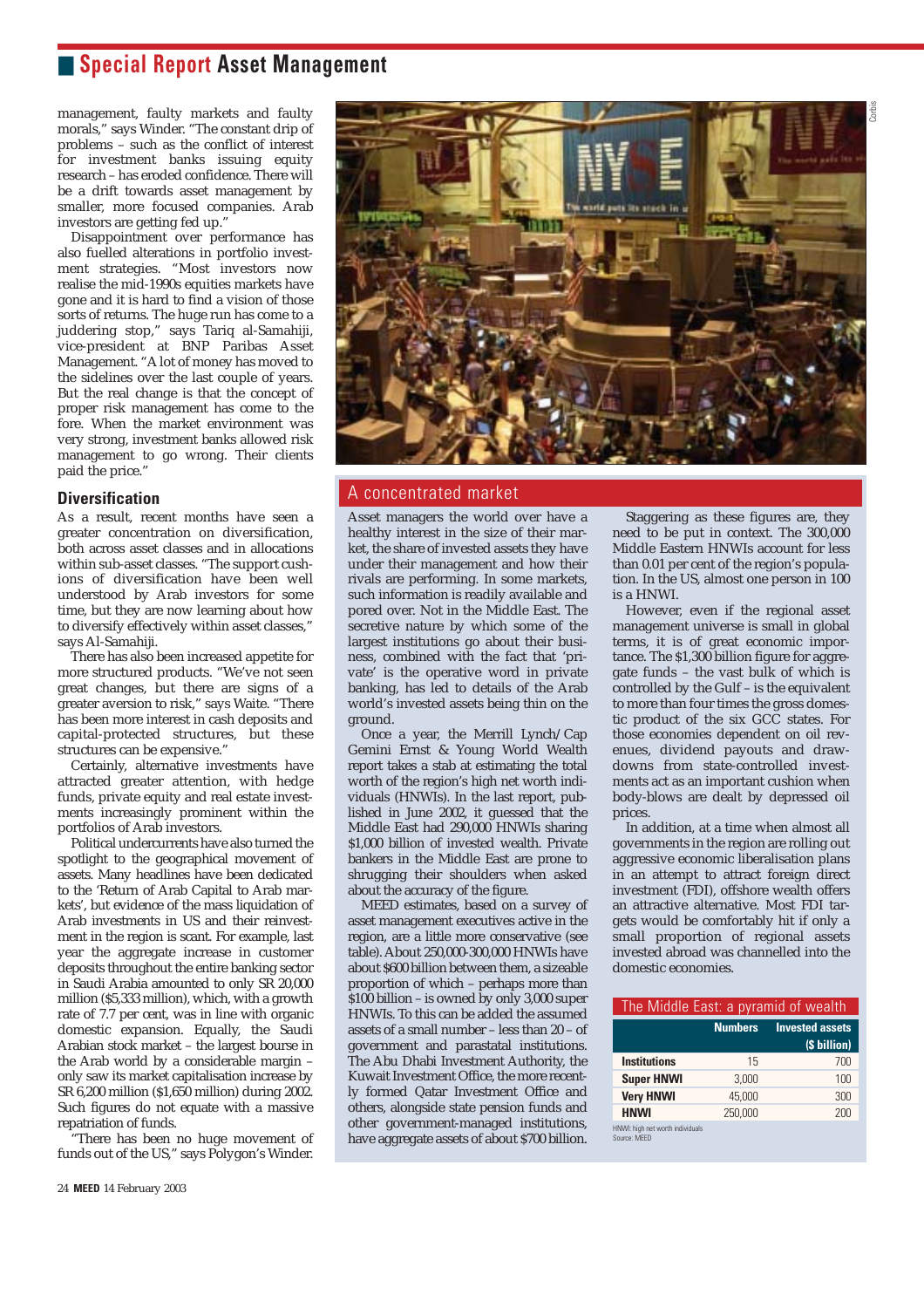management, faulty markets and faulty morals," says Winder. "The constant drip of problems – such as the conflict of interest for investment banks issuing equity research – has eroded confidence. There will be a drift towards asset management by smaller, more focused companies. Arab investors are getting fed up."

Disappointment over performance has also fuelled alterations in portfolio investment strategies. "Most investors now realise the mid-1990s equities markets have gone and it is hard to find a vision of those sorts of returns. The huge run has come to a juddering stop," says Tariq al-Samahiji, vice-president at BNP Paribas Asset Management. "A lot of money has moved to the sidelines over the last couple of years. But the real change is that the concept of proper risk management has come to the fore. When the market environment was very strong, investment banks allowed risk management to go wrong. Their clients paid the price."

## Diversification

As a result, recent months have seen a greater concentration on diversification, both across asset classes and in allocations within sub-asset classes. "The upper cushions of diversification have been well understood by Arab investors for some time, but they are now learning about how to diversify effectively within asset classes," says Al-Samahiji.

There has also been increased appetite for more structured products. "We've not seen great changes, but there are signs of a greater aversion to risk," says Waite. "There has been more interest in cash deposits and capital-protected structures, but these structures can be expensive."

Certainly, alternative investments have attracted greater attention, with hedge funds, private equity and real estate investments increasingly prominent within the portfolios of Arab investors.

Political undercurrents have also turned the spotlight to the geographical movement of assets. Many headlines have been dedicated to the 'Return of Arab Capital to Arab markets', but evidence of the mass liquidation of Arab investments in US and their reinvestment in the region is scant. For example, last year the aggregate increase in customer deposits throughout the entire banking sector in Saudi Arabia amounted to only SR 20,000 million ($5,333 million), which, with a growth rate of 7.7 per cent, was in line with organic domestic expansion. Equally, the Saudi Arabian stock market – the largest bourse in the Arab world by a considerable margin – only saw its market capitalisation increase by SR 6,200 million ($1,650 million) during 2002. Such figures do not equate with a massive repatriation of funds.

"There has been no huge movement of funds out of the US," says Polygon's Winder.

## A concentrated market

Asset managers the world over have a healthy interest in the size of their market, the share of invested assets they have under their management and how their rivals are performing. In some markets, such information is readily available and pored over. Not in the Middle East. The secretive nature by which some of the largest institutions go about their business, combined with the fact that 'private' is the operative word in private banking, has led to details of the Arab world's invested assets being thin on the ground.

Once a year, the Merrill Lynch/Cap Gemini Ernst & Young World Wealth report takes a stab at estimating the total worth of the region's high net worth individuals (HNWIs). In the last report, published in June 2002, it guessed that the Middle East had 290,000 HNWIs sharing $1,000 billion of invested wealth. Private bankers in the Middle East are prone to shrugging their shoulders when asked about the accuracy of the figure.

MEED estimates, based on a survey of asset management executives active in the region, are a little more conservative (see table). About 250,000-300,000 HNWIs have about $600 billion between them, a sizeable proportion of which – perhaps more than $100 billion – is owned by only 3,000 super HNWIs. To this can be added the assumed assets of a small number – less than 20 – of government and parastatal institutions. The Abu Dhabi Investment Authority, the Kuwait Investment Office, the more recently formed Qatar Investment Office and others, alongside state pension funds and other government-managed institutions, have aggregate assets of about $700 billion.

Staggering as these figures are, they need to be put in context. The 300,000 Middle Eastern HNWIs account for less than 0.01 per cent of the region's population. In the US, almost one person in 100 is a HNWI.

However, even if the regional asset management universe is small in global terms, it is of great economic importance. The $1,300 billion figure for aggregate funds – the vast bulk of which is controlled by the Gulf – is the equivalent to more than four times the gross domestic product of the six GCC states. For those economies dependent on oil revenues, dividend payouts and drawdowns from state-controlled investments act as an important cushion when body-blows are dealt by depressed oil prices.

In addition, at a time when almost all governments in the region are rolling out aggressive economic liberalisation plans in an attempt to attract foreign direct investment (FDI), offshore wealth offers an attractive alternative. Most FDI targets would be comfortably hit if only a small proportion of regional assets invested abroad was channelled into the domestic economies.

### The Middle East: a pyramid of wealth

| | Numbers | Invested assets ($ billion) |
|---|---|---|
| **Institutions** | 15 | 700 |
| **Super HNWI** | 3,000 | 100 |
| **Very HNWI** | 45,000 | 300 |
| **HNWI** | 250,000 | 200 |

HNWI: high net worth individuals
Source: MEED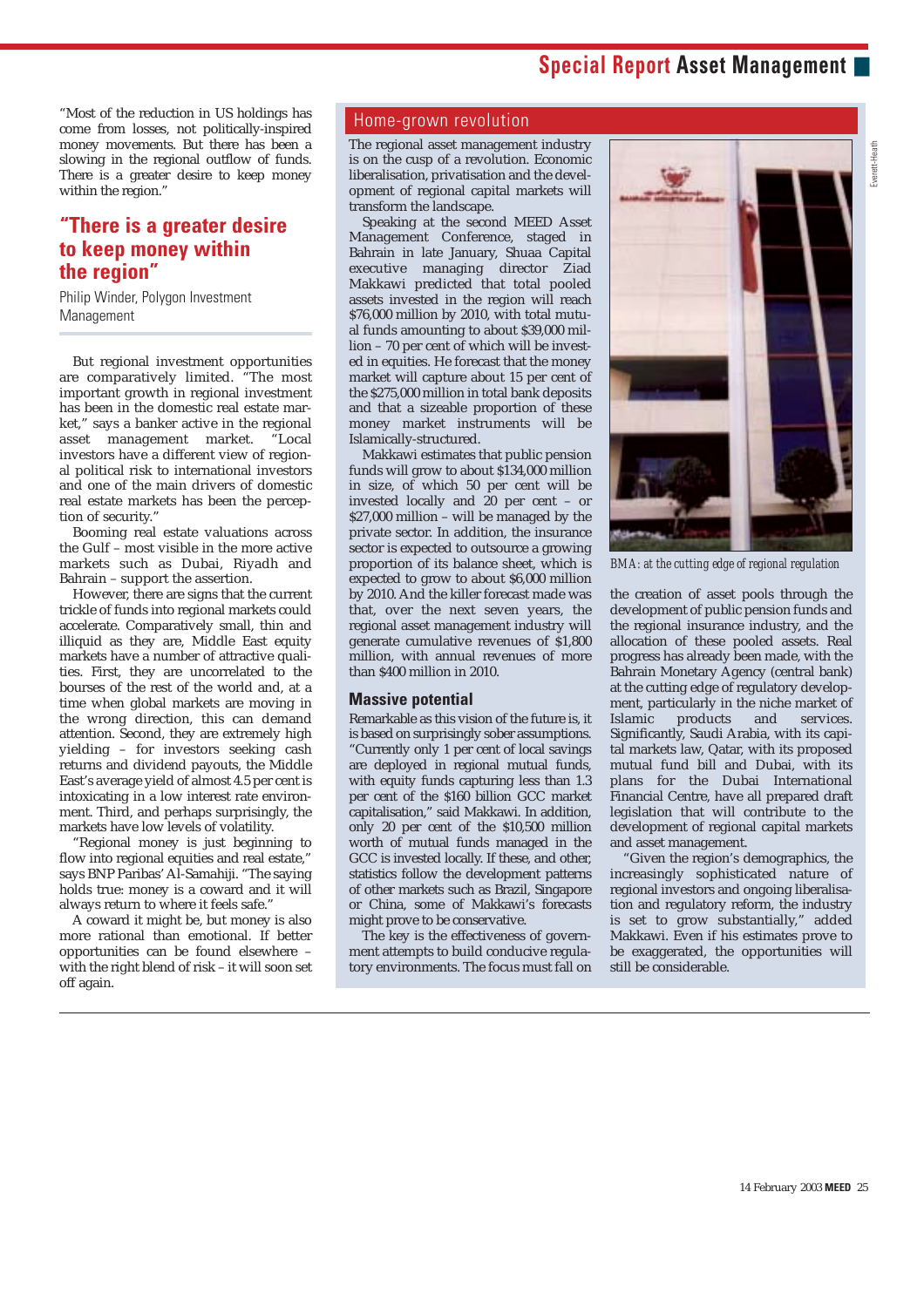"Most of the reduction in US holdings has come from losses, not politically-inspired money movements. But there has been a slowing in the regional outflow of funds. There is a greater desire to keep money within the region."

> **"There is a greater desire to keep money within the region"**
>
> Philip Winder, Polygon Investment Management

But regional investment opportunities are comparatively limited. "The most important growth in regional investment has been in the domestic real estate market," says a banker active in the regional asset management market. "Local investors have a different view of regional political risk to international investors and one of the main drivers of domestic real estate markets has been the perception of security."

Booming real estate valuations across the Gulf – most visible in the more active markets such as Dubai, Riyadh and Bahrain – support the assertion.

However, there are signs that the current trickle of funds into regional markets could accelerate. Comparatively small, thin and illiquid as they are, Middle East equity markets have a number of attractive qualities. First, they are uncorrelated to the bourses of the rest of the world and, at a time when global markets are moving in the wrong direction, this can demand attention. Second, they are extremely high yielding – for investors seeking cash returns and dividend payouts, the Middle East's average yield of almost 4.5 per cent is intoxicating in a low interest rate environment. Third, and perhaps surprisingly, the markets have low levels of volatility.

"Regional money is just beginning to flow into regional equities and real estate," says BNP Paribas' Al-Samahiji. "The saying holds true: money is a coward and it will always return to where it feels safe."

A coward it might be, but money is also more rational than emotional. If better opportunities can be found elsewhere – with the right blend of risk – it will soon set off again.

## Home-grown revolution

The regional asset management industry is on the cusp of a revolution. Economic liberalisation, privatisation and the development of regional capital markets will transform the landscape.

Speaking at the second MEED Asset Management Conference, staged in Bahrain in late January, Shuaa Capital executive managing director Ziad Makkawi predicted that total pooled assets invested in the region will reach $76,000 million by 2010, with total mutual funds amounting to about $39,000 million – 70 per cent of which will be invested in equities. He forecast that the money market will capture about 15 per cent of the $275,000 million in total bank deposits and that a sizeable proportion of these money market instruments will be Islamically-structured.

Makkawi estimates that public pension funds will grow to about $134,000 million in size, of which 50 per cent will be invested locally and 20 per cent – or $27,000 million – will be managed by the private sector. In addition, the insurance sector is expected to outsource a growing proportion of its balance sheet, which is expected to grow to about $6,000 million by 2010. And the killer forecast made was that, over the next seven years, the regional asset management industry will generate cumulative revenues of $1,800 million, with annual revenues of more than $400 million in 2010.

### Massive potential

Remarkable as this vision of the future is, it is based on surprisingly sober assumptions. "Currently only 1 per cent of local savings are deployed in regional mutual funds, with equity funds capturing less than 1.3 per cent of the $160 billion GCC market capitalisation," said Makkawi. In addition, only 20 per cent of the $10,500 million worth of mutual funds managed in the GCC is invested locally. If these, and other, statistics follow the development patterns of other markets such as Brazil, Singapore or China, some of Makkawi's forecasts might prove to be conservative.

The key is the effectiveness of government attempts to build conducive regulatory environments. The focus must fall on the creation of asset pools through the development of public pension funds and the regional insurance industry, and the allocation of these pooled assets. Real progress has already been made, with the Bahrain Monetary Agency (central bank) at the cutting edge of regulatory development, particularly in the niche market of Islamic products and services. Significantly, Saudi Arabia, with its capital markets law, Qatar, with its proposed mutual fund bill and Dubai, with its plans for the Dubai International Financial Centre, have all prepared draft legislation that will contribute to the development of regional capital markets and asset management.

"Given the region's demographics, the increasingly sophisticated nature of regional investors and ongoing liberalisation and regulatory reform, the industry is set to grow substantially," added Makkawi. Even if his estimates prove to be exaggerated, the opportunities will still be considerable.

*BMA: at the cutting edge of regional regulation*